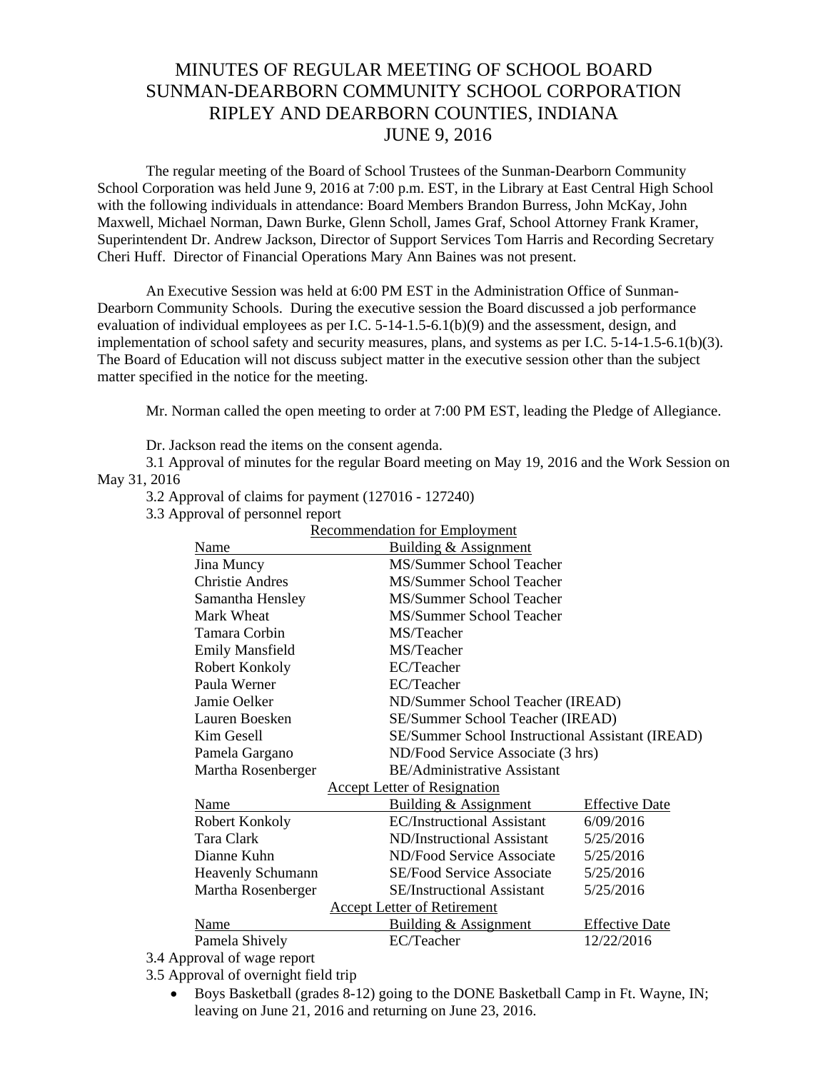# MINUTES OF REGULAR MEETING OF SCHOOL BOARD
# SUNMAN-DEARBORN COMMUNITY SCHOOL CORPORATION
# RIPLEY AND DEARBORN COUNTIES, INDIANA
# JUNE 9, 2016

The regular meeting of the Board of School Trustees of the Sunman-Dearborn Community School Corporation was held June 9, 2016 at 7:00 p.m. EST, in the Library at East Central High School with the following individuals in attendance: Board Members Brandon Burress, John McKay, John Maxwell, Michael Norman, Dawn Burke, Glenn Scholl, James Graf, School Attorney Frank Kramer, Superintendent Dr. Andrew Jackson, Director of Support Services Tom Harris and Recording Secretary Cheri Huff. Director of Financial Operations Mary Ann Baines was not present.

An Executive Session was held at 6:00 PM EST in the Administration Office of Sunman-Dearborn Community Schools. During the executive session the Board discussed a job performance evaluation of individual employees as per I.C. 5-14-1.5-6.1(b)(9) and the assessment, design, and implementation of school safety and security measures, plans, and systems as per I.C. 5-14-1.5-6.1(b)(3). The Board of Education will not discuss subject matter in the executive session other than the subject matter specified in the notice for the meeting.

Mr. Norman called the open meeting to order at 7:00 PM EST, leading the Pledge of Allegiance.

Dr. Jackson read the items on the consent agenda.

3.1 Approval of minutes for the regular Board meeting on May 19, 2016 and the Work Session on May 31, 2016

3.2 Approval of claims for payment (127016 - 127240)

3.3 Approval of personnel report

Recommendation for Employment

| Name | Building & Assignment |
|---|---|
| Jina Muncy | MS/Summer School Teacher |
| Christie Andres | MS/Summer School Teacher |
| Samantha Hensley | MS/Summer School Teacher |
| Mark Wheat | MS/Summer School Teacher |
| Tamara Corbin | MS/Teacher |
| Emily Mansfield | MS/Teacher |
| Robert Konkoly | EC/Teacher |
| Paula Werner | EC/Teacher |
| Jamie Oelker | ND/Summer School Teacher (IREAD) |
| Lauren Boesken | SE/Summer School Teacher (IREAD) |
| Kim Gesell | SE/Summer School Instructional Assistant (IREAD) |
| Pamela Gargano | ND/Food Service Associate (3 hrs) |
| Martha Rosenberger | BE/Administrative Assistant |

Accept Letter of Resignation

| Name | Building & Assignment | Effective Date |
|---|---|---|
| Robert Konkoly | EC/Instructional Assistant | 6/09/2016 |
| Tara Clark | ND/Instructional Assistant | 5/25/2016 |
| Dianne Kuhn | ND/Food Service Associate | 5/25/2016 |
| Heavenly Schumann | SE/Food Service Associate | 5/25/2016 |
| Martha Rosenberger | SE/Instructional Assistant | 5/25/2016 |

Accept Letter of Retirement

| Name | Building & Assignment | Effective Date |
|---|---|---|
| Pamela Shively | EC/Teacher | 12/22/2016 |

3.4 Approval of wage report

3.5 Approval of overnight field trip

- Boys Basketball (grades 8-12) going to the DONE Basketball Camp in Ft. Wayne, IN; leaving on June 21, 2016 and returning on June 23, 2016.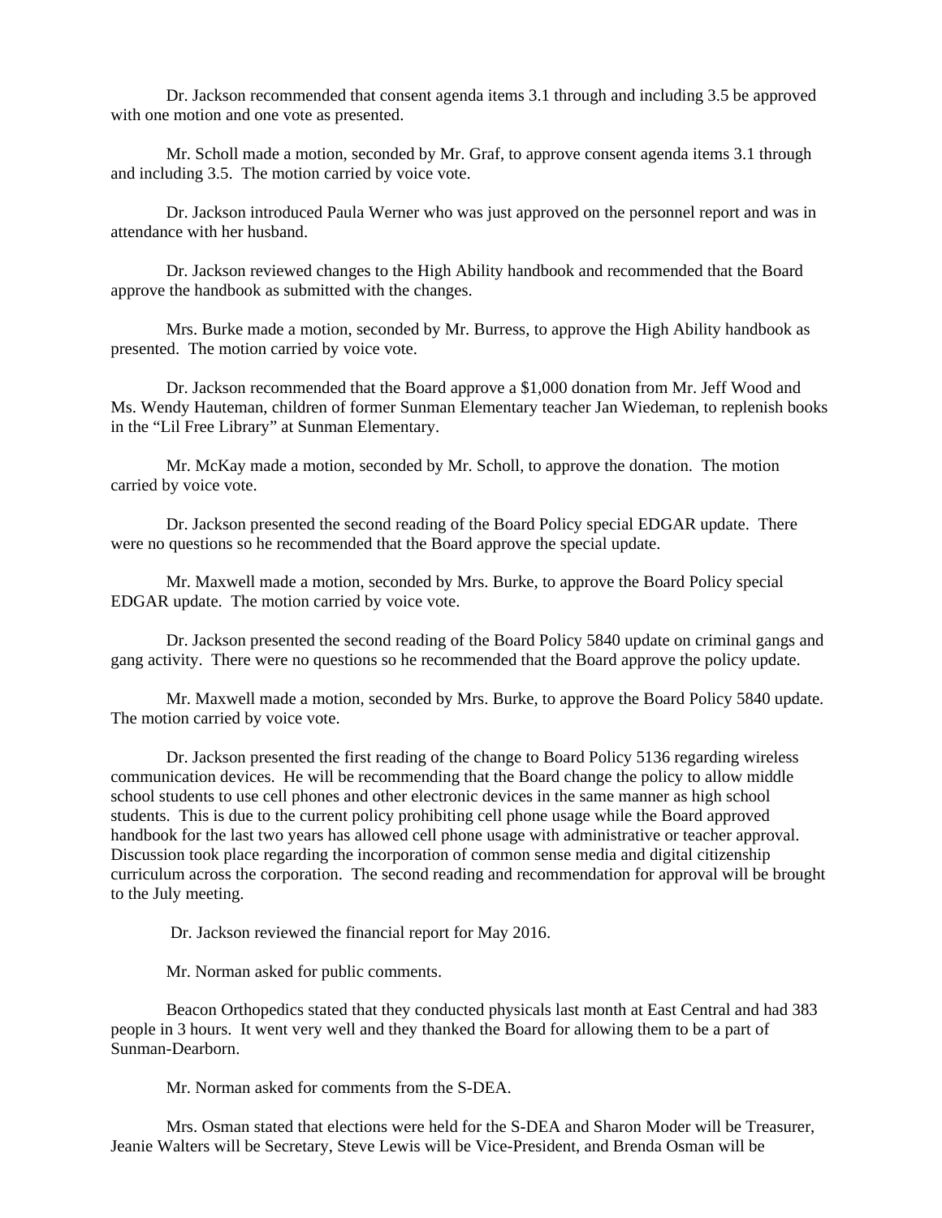Dr. Jackson recommended that consent agenda items 3.1 through and including 3.5 be approved with one motion and one vote as presented.

Mr. Scholl made a motion, seconded by Mr. Graf, to approve consent agenda items 3.1 through and including 3.5. The motion carried by voice vote.

Dr. Jackson introduced Paula Werner who was just approved on the personnel report and was in attendance with her husband.

Dr. Jackson reviewed changes to the High Ability handbook and recommended that the Board approve the handbook as submitted with the changes.

Mrs. Burke made a motion, seconded by Mr. Burress, to approve the High Ability handbook as presented. The motion carried by voice vote.

Dr. Jackson recommended that the Board approve a $1,000 donation from Mr. Jeff Wood and Ms. Wendy Hauteman, children of former Sunman Elementary teacher Jan Wiedeman, to replenish books in the "Lil Free Library" at Sunman Elementary.

Mr. McKay made a motion, seconded by Mr. Scholl, to approve the donation. The motion carried by voice vote.

Dr. Jackson presented the second reading of the Board Policy special EDGAR update. There were no questions so he recommended that the Board approve the special update.

Mr. Maxwell made a motion, seconded by Mrs. Burke, to approve the Board Policy special EDGAR update. The motion carried by voice vote.

Dr. Jackson presented the second reading of the Board Policy 5840 update on criminal gangs and gang activity. There were no questions so he recommended that the Board approve the policy update.

Mr. Maxwell made a motion, seconded by Mrs. Burke, to approve the Board Policy 5840 update. The motion carried by voice vote.

Dr. Jackson presented the first reading of the change to Board Policy 5136 regarding wireless communication devices. He will be recommending that the Board change the policy to allow middle school students to use cell phones and other electronic devices in the same manner as high school students. This is due to the current policy prohibiting cell phone usage while the Board approved handbook for the last two years has allowed cell phone usage with administrative or teacher approval. Discussion took place regarding the incorporation of common sense media and digital citizenship curriculum across the corporation. The second reading and recommendation for approval will be brought to the July meeting.

Dr. Jackson reviewed the financial report for May 2016.

Mr. Norman asked for public comments.

Beacon Orthopedics stated that they conducted physicals last month at East Central and had 383 people in 3 hours. It went very well and they thanked the Board for allowing them to be a part of Sunman-Dearborn.

Mr. Norman asked for comments from the S-DEA.

Mrs. Osman stated that elections were held for the S-DEA and Sharon Moder will be Treasurer, Jeanie Walters will be Secretary, Steve Lewis will be Vice-President, and Brenda Osman will be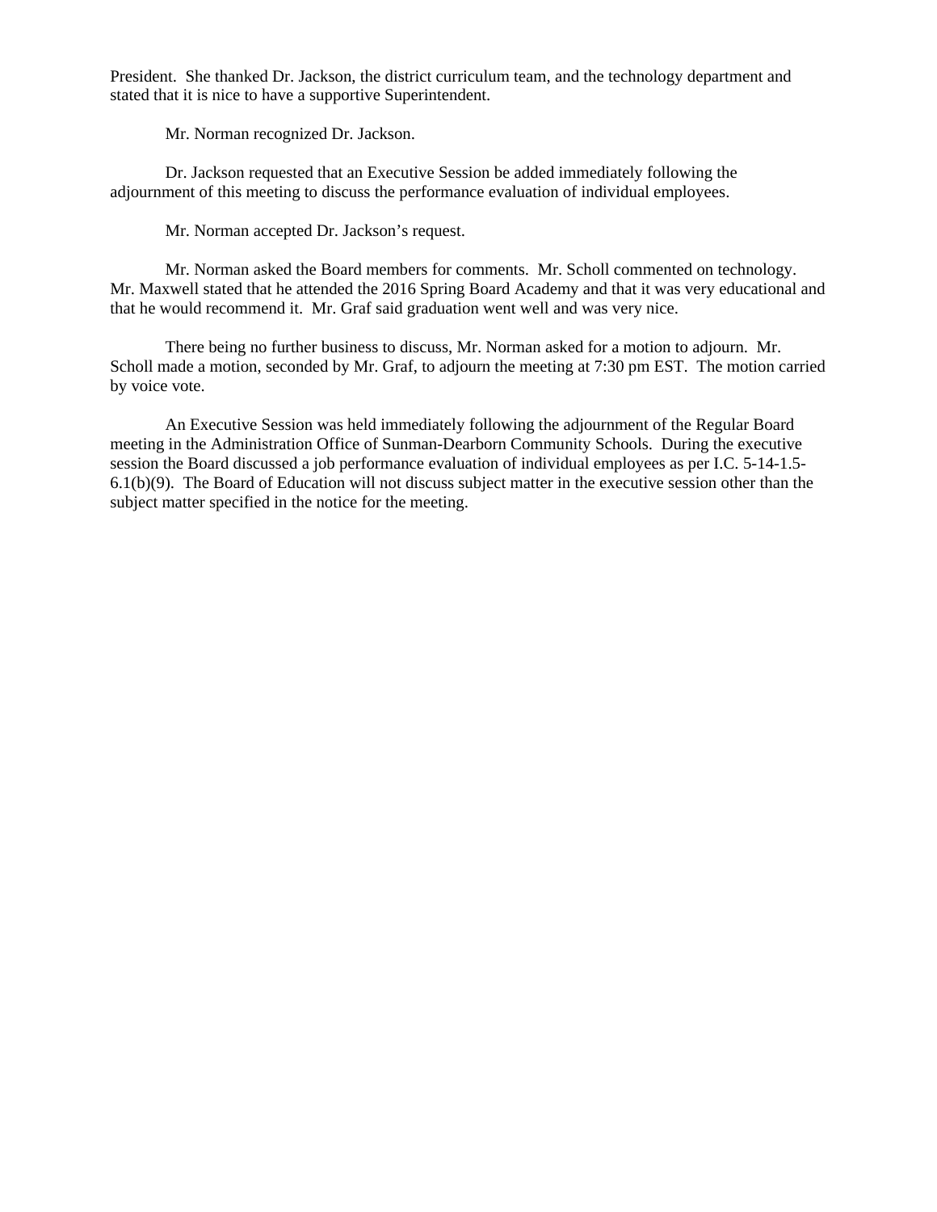President. She thanked Dr. Jackson, the district curriculum team, and the technology department and stated that it is nice to have a supportive Superintendent.

Mr. Norman recognized Dr. Jackson.

Dr. Jackson requested that an Executive Session be added immediately following the adjournment of this meeting to discuss the performance evaluation of individual employees.

Mr. Norman accepted Dr. Jackson's request.

Mr. Norman asked the Board members for comments. Mr. Scholl commented on technology. Mr. Maxwell stated that he attended the 2016 Spring Board Academy and that it was very educational and that he would recommend it. Mr. Graf said graduation went well and was very nice.

There being no further business to discuss, Mr. Norman asked for a motion to adjourn. Mr. Scholl made a motion, seconded by Mr. Graf, to adjourn the meeting at 7:30 pm EST. The motion carried by voice vote.

An Executive Session was held immediately following the adjournment of the Regular Board meeting in the Administration Office of Sunman-Dearborn Community Schools. During the executive session the Board discussed a job performance evaluation of individual employees as per I.C. 5-14-1.5-6.1(b)(9). The Board of Education will not discuss subject matter in the executive session other than the subject matter specified in the notice for the meeting.